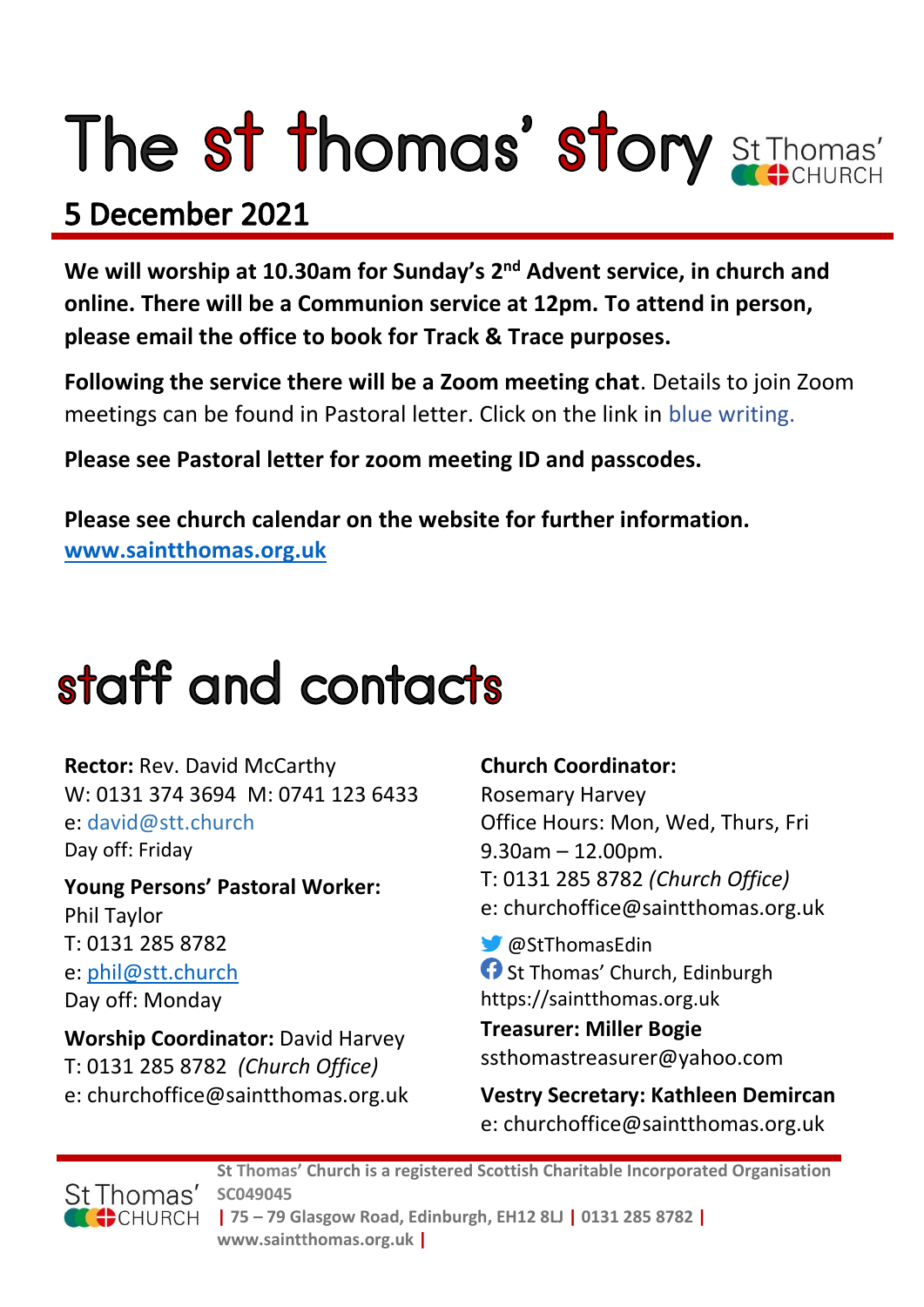# The st thomas' story

St Thomas' CHURCH

## 5 December 2021

**We will worship at 10.30am for Sunday's 2nd Advent service, in church and online. There will be a Communion service at 12pm. To attend in person, please email the office to book for Track & Trace purposes.**

**Following the service there will be a Zoom meeting chat**. Details to join Zoom meetings can be found in Pastoral letter. Click on the link in blue writing.

**Please see Pastoral letter for zoom meeting ID and passcodes.**

**Please see church calendar on the website for further information.**
**www.saintthomas.org.uk**

# staff and contacts

**Rector:** Rev. David McCarthy
W: 0131 374 3694 M: 0741 123 6433
e: david@stt.church
Day off: Friday

**Young Persons' Pastoral Worker:**
Phil Taylor
T: 0131 285 8782
e: phil@stt.church
Day off: Monday

**Worship Coordinator:** David Harvey
T: 0131 285 8782 *(Church Office)*
e: churchoffice@saintthomas.org.uk

**Church Coordinator:**
Rosemary Harvey
Office Hours: Mon, Wed, Thurs, Fri
9.30am – 12.00pm.
T: 0131 285 8782 *(Church Office)*
e: churchoffice@saintthomas.org.uk

@StThomasEdin
St Thomas' Church, Edinburgh
https://saintthomas.org.uk

**Treasurer: Miller Bogie**
ssthomastreasurer@yahoo.com

**Vestry Secretary: Kathleen Demircan**
e: churchoffice@saintthomas.org.uk

**St Thomas' Church is a registered Scottish Charitable Incorporated Organisation SC049045 | 75 – 79 Glasgow Road, Edinburgh, EH12 8LJ | 0131 285 8782 | www.saintthomas.org.uk |**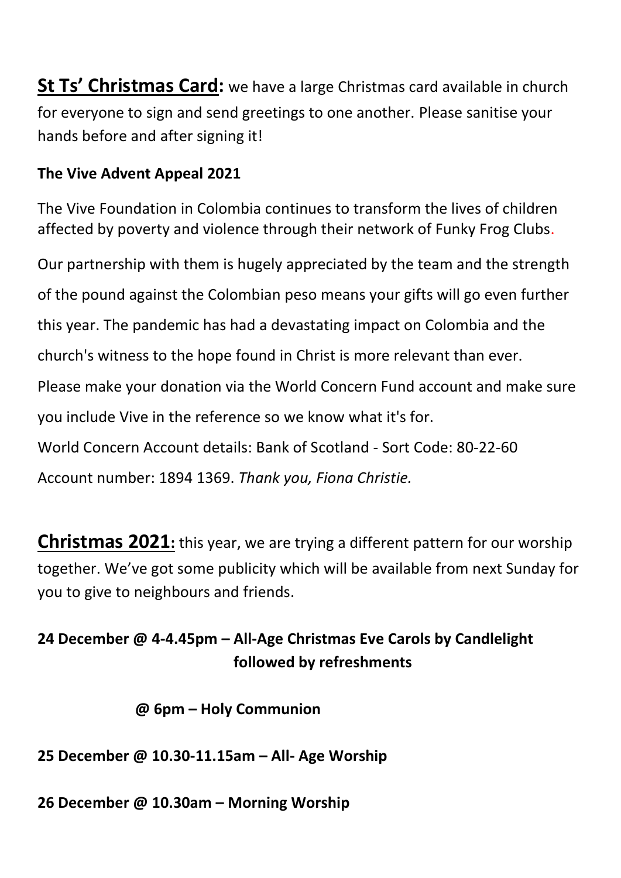**St Ts' Christmas Card:** we have a large Christmas card available in church for everyone to sign and send greetings to one another. Please sanitise your hands before and after signing it!

**The Vive Advent Appeal 2021**

The Vive Foundation in Colombia continues to transform the lives of children affected by poverty and violence through their network of Funky Frog Clubs.

Our partnership with them is hugely appreciated by the team and the strength of the pound against the Colombian peso means your gifts will go even further this year. The pandemic has had a devastating impact on Colombia and the church's witness to the hope found in Christ is more relevant than ever. Please make your donation via the World Concern Fund account and make sure you include Vive in the reference so we know what it's for.
World Concern Account details: Bank of Scotland - Sort Code: 80-22-60
Account number: 1894 1369. *Thank you, Fiona Christie.*

**Christmas 2021:** this year, we are trying a different pattern for our worship together. We've got some publicity which will be available from next Sunday for you to give to neighbours and friends.

**24 December @ 4-4.45pm – All-Age Christmas Eve Carols by Candlelight followed by refreshments**

**@ 6pm – Holy Communion**

**25 December @ 10.30-11.15am – All- Age Worship**

**26 December @ 10.30am – Morning Worship**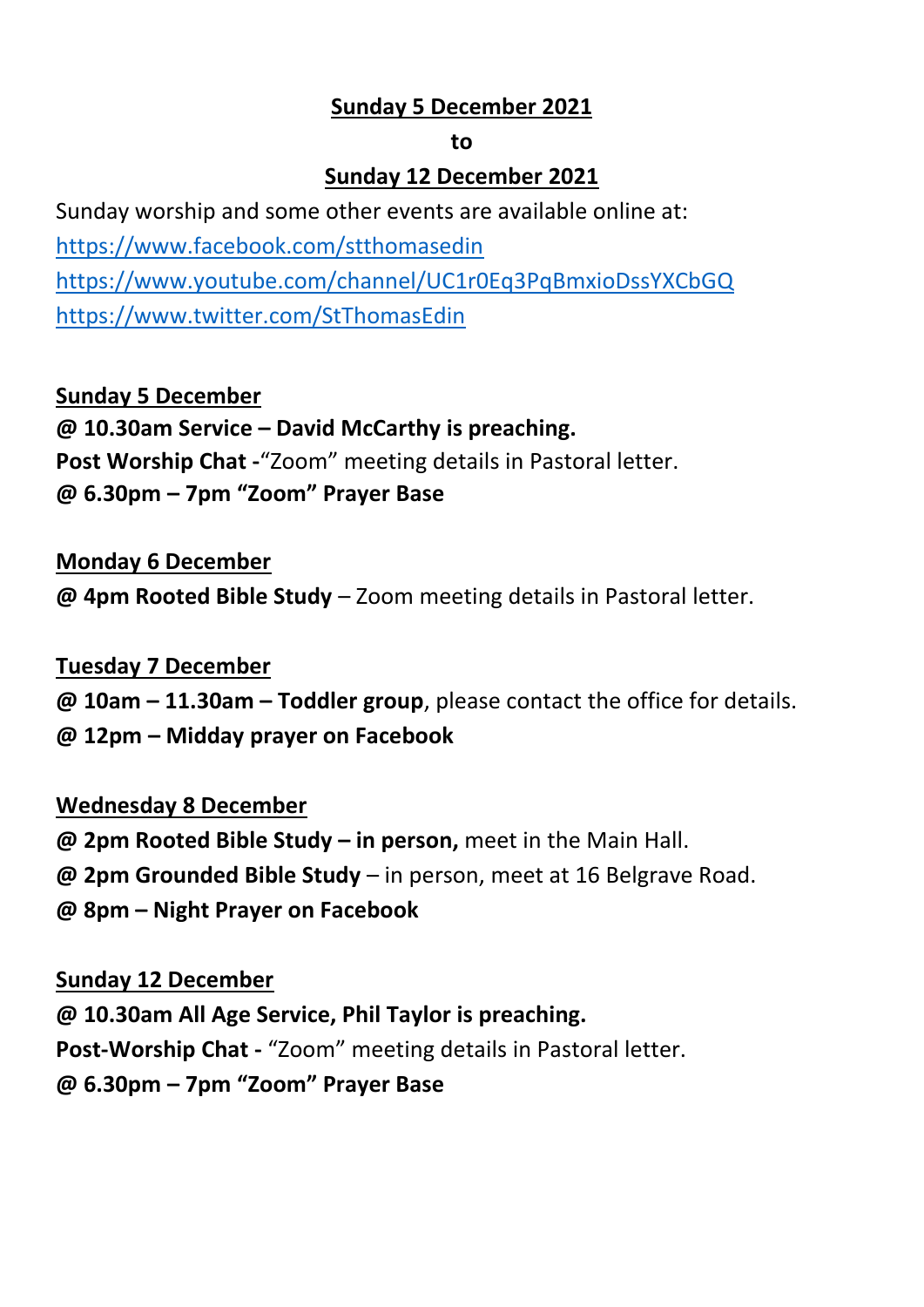**Sunday 5 December 2021**

**to**

**Sunday 12 December 2021**

Sunday worship and some other events are available online at:
https://www.facebook.com/stthomasedin
https://www.youtube.com/channel/UC1r0Eq3PqBmxioDssYXCbGQ
https://www.twitter.com/StThomasEdin

**Sunday 5 December**
**@ 10.30am Service – David McCarthy is preaching.**
**Post Worship Chat -**"Zoom" meeting details in Pastoral letter.
**@ 6.30pm – 7pm "Zoom" Prayer Base**

**Monday 6 December**
**@ 4pm Rooted Bible Study** – Zoom meeting details in Pastoral letter.

**Tuesday 7 December**
**@ 10am – 11.30am – Toddler group**, please contact the office for details.
**@ 12pm – Midday prayer on Facebook**

**Wednesday 8 December**
**@ 2pm Rooted Bible Study – in person,** meet in the Main Hall.
**@ 2pm Grounded Bible Study** – in person, meet at 16 Belgrave Road.
**@ 8pm – Night Prayer on Facebook**

**Sunday 12 December**
**@ 10.30am All Age Service, Phil Taylor is preaching.**
**Post-Worship Chat -** "Zoom" meeting details in Pastoral letter.
**@ 6.30pm – 7pm "Zoom" Prayer Base**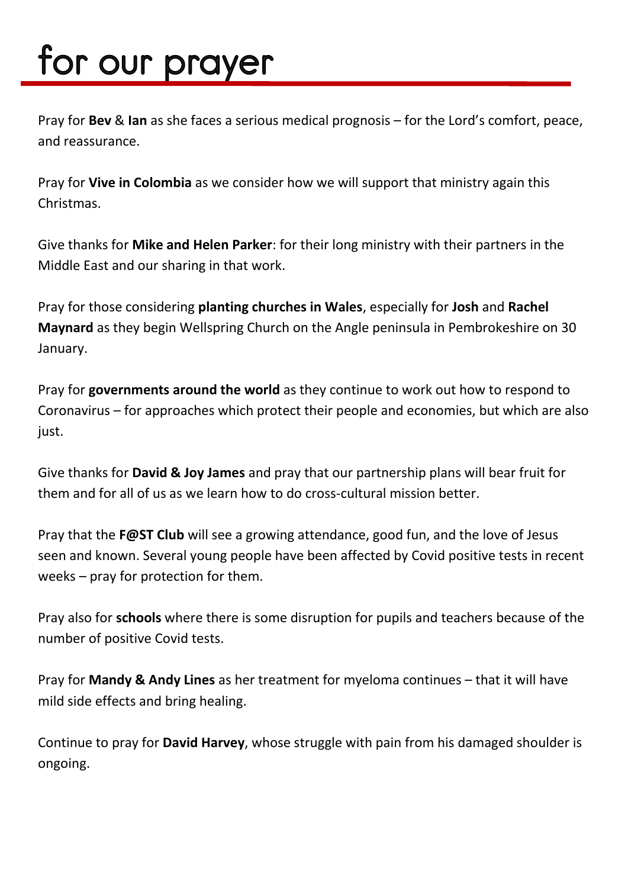# for our prayer

Pray for **Bev** & **Ian** as she faces a serious medical prognosis – for the Lord's comfort, peace, and reassurance.

Pray for **Vive in Colombia** as we consider how we will support that ministry again this Christmas.

Give thanks for **Mike and Helen Parker**: for their long ministry with their partners in the Middle East and our sharing in that work.

Pray for those considering **planting churches in Wales**, especially for **Josh** and **Rachel Maynard** as they begin Wellspring Church on the Angle peninsula in Pembrokeshire on 30 January.

Pray for **governments around the world** as they continue to work out how to respond to Coronavirus – for approaches which protect their people and economies, but which are also just.

Give thanks for **David & Joy James** and pray that our partnership plans will bear fruit for them and for all of us as we learn how to do cross-cultural mission better.

Pray that the **F@ST Club** will see a growing attendance, good fun, and the love of Jesus seen and known. Several young people have been affected by Covid positive tests in recent weeks – pray for protection for them.

Pray also for **schools** where there is some disruption for pupils and teachers because of the number of positive Covid tests.

Pray for **Mandy & Andy Lines** as her treatment for myeloma continues – that it will have mild side effects and bring healing.

Continue to pray for **David Harvey**, whose struggle with pain from his damaged shoulder is ongoing.